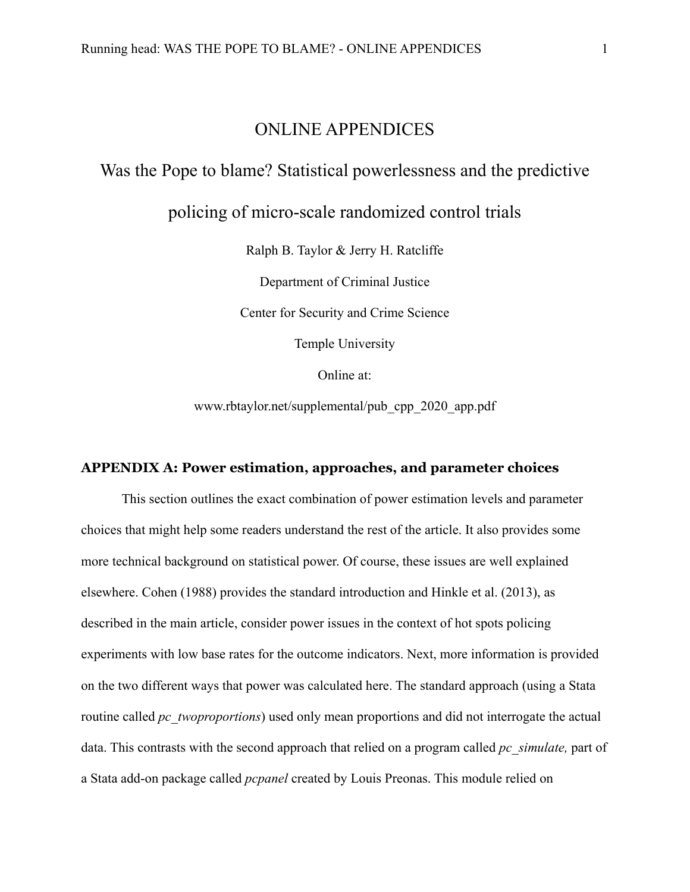# ONLINE APPENDICES

## Was the Pope to blame? Statistical powerlessness and the predictive policing of micro-scale randomized control trials

Ralph B. Taylor & Jerry H. Ratcliffe

Department of Criminal Justice

Center for Security and Crime Science

Temple University

Online at:

www.rbtaylor.net/supplemental/pub_cpp_2020_app.pdf

### APPENDIX A: Power estimation, approaches, and parameter choices

This section outlines the exact combination of power estimation levels and parameter choices that might help some readers understand the rest of the article. It also provides some more technical background on statistical power. Of course, these issues are well explained elsewhere. Cohen (1988) provides the standard introduction and Hinkle et al. (2013), as described in the main article, consider power issues in the context of hot spots policing experiments with low base rates for the outcome indicators. Next, more information is provided on the two different ways that power was calculated here. The standard approach (using a Stata routine called *pc_twoproportions*) used only mean proportions and did not interrogate the actual data. This contrasts with the second approach that relied on a program called *pc_simulate,* part of a Stata add-on package called *pcpanel* created by Louis Preonas. This module relied on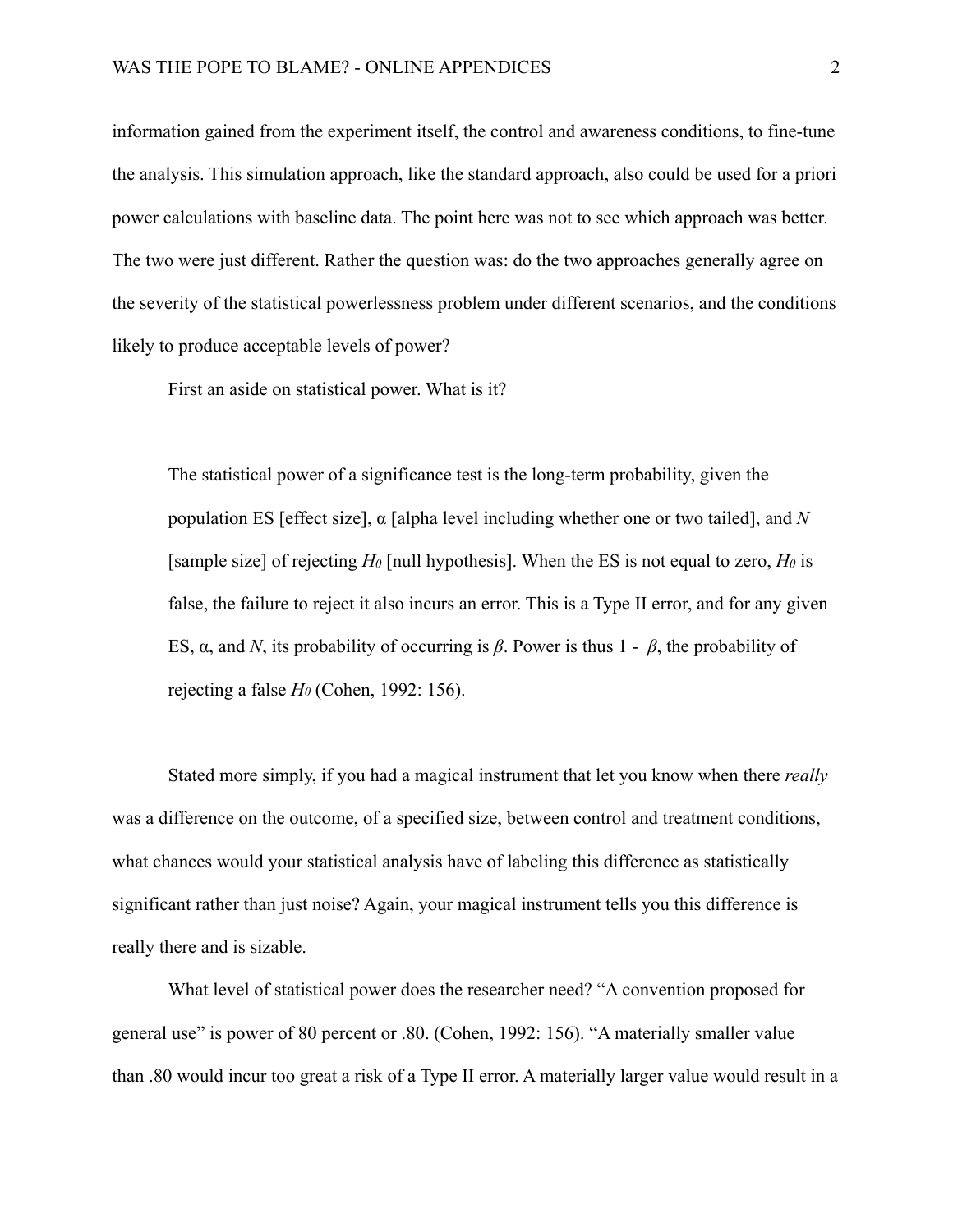information gained from the experiment itself, the control and awareness conditions, to fine-tune the analysis. This simulation approach, like the standard approach, also could be used for a priori power calculations with baseline data. The point here was not to see which approach was better. The two were just different. Rather the question was: do the two approaches generally agree on the severity of the statistical powerlessness problem under different scenarios, and the conditions likely to produce acceptable levels of power?

First an aside on statistical power. What is it?

> The statistical power of a significance test is the long-term probability, given the population ES [effect size], α [alpha level including whether one or two tailed], and *N* [sample size] of rejecting $H_0$ [null hypothesis]. When the ES is not equal to zero, $H_0$ is false, the failure to reject it also incurs an error. This is a Type II error, and for any given ES, α, and *N*, its probability of occurring is $\beta$. Power is thus $1 - \beta$, the probability of rejecting a false $H_0$ (Cohen, 1992: 156).

Stated more simply, if you had a magical instrument that let you know when there *really* was a difference on the outcome, of a specified size, between control and treatment conditions, what chances would your statistical analysis have of labeling this difference as statistically significant rather than just noise? Again, your magical instrument tells you this difference is really there and is sizable.

What level of statistical power does the researcher need? "A convention proposed for general use" is power of 80 percent or .80. (Cohen, 1992: 156). "A materially smaller value than .80 would incur too great a risk of a Type II error. A materially larger value would result in a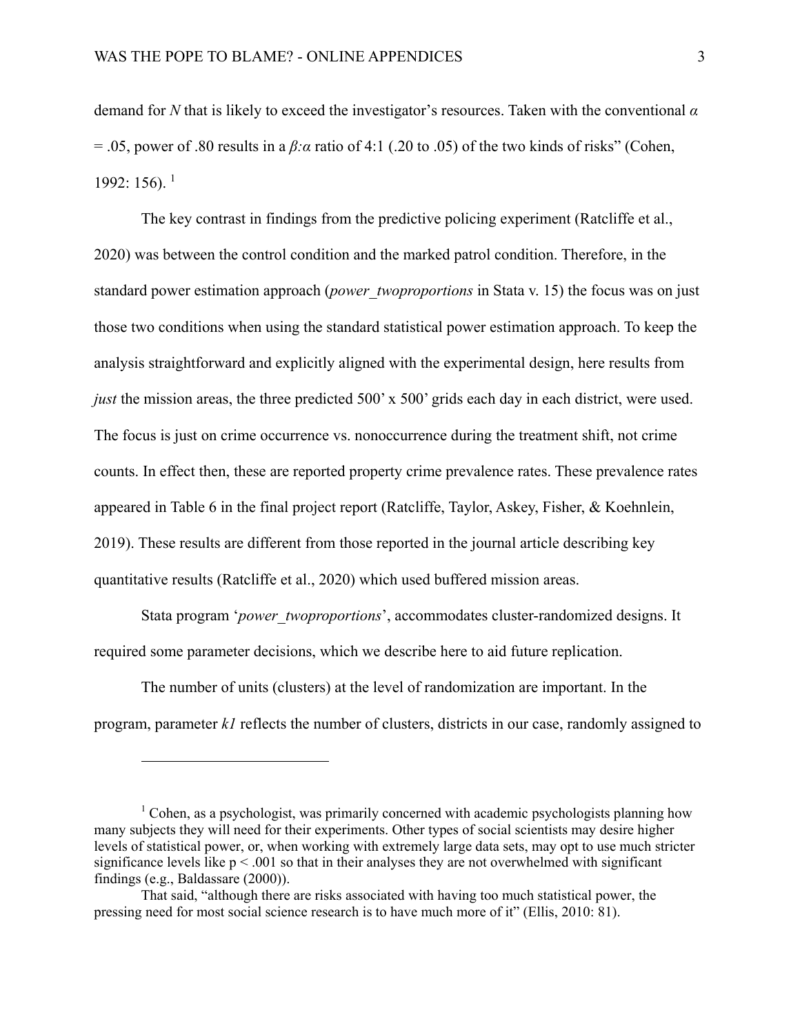demand for *N* that is likely to exceed the investigator's resources. Taken with the conventional $\alpha = .05$, power of .80 results in a $\beta{:}\alpha$ ratio of 4:1 (.20 to .05) of the two kinds of risks" (Cohen, 1992: 156). [1]

The key contrast in findings from the predictive policing experiment (Ratcliffe et al., 2020) was between the control condition and the marked patrol condition. Therefore, in the standard power estimation approach (*power_twoproportions* in Stata v. 15) the focus was on just those two conditions when using the standard statistical power estimation approach. To keep the analysis straightforward and explicitly aligned with the experimental design, here results from *just* the mission areas, the three predicted 500' x 500' grids each day in each district, were used. The focus is just on crime occurrence vs. nonoccurrence during the treatment shift, not crime counts. In effect then, these are reported property crime prevalence rates. These prevalence rates appeared in Table 6 in the final project report (Ratcliffe, Taylor, Askey, Fisher, & Koehnlein, 2019). These results are different from those reported in the journal article describing key quantitative results (Ratcliffe et al., 2020) which used buffered mission areas.

Stata program '*power_twoproportions*', accommodates cluster-randomized designs. It required some parameter decisions, which we describe here to aid future replication.

The number of units (clusters) at the level of randomization are important. In the program, parameter *k1* reflects the number of clusters, districts in our case, randomly assigned to

---

[1] Cohen, as a psychologist, was primarily concerned with academic psychologists planning how many subjects they will need for their experiments. Other types of social scientists may desire higher levels of statistical power, or, when working with extremely large data sets, may opt to use much stricter significance levels like $p < .001$ so that in their analyses they are not overwhelmed with significant findings (e.g., Baldassare (2000)).

That said, "although there are risks associated with having too much statistical power, the pressing need for most social science research is to have much more of it" (Ellis, 2010: 81).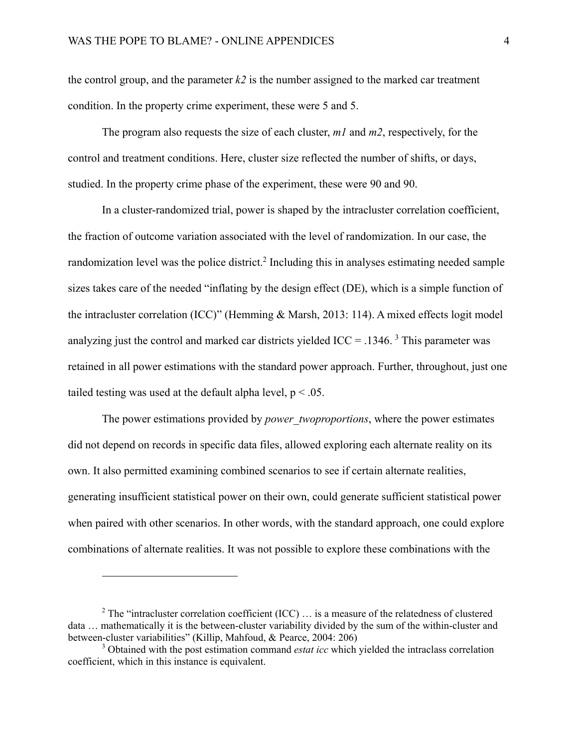the control group, and the parameter *k2* is the number assigned to the marked car treatment condition. In the property crime experiment, these were 5 and 5.

The program also requests the size of each cluster, *m1* and *m2*, respectively, for the control and treatment conditions. Here, cluster size reflected the number of shifts, or days, studied. In the property crime phase of the experiment, these were 90 and 90.

In a cluster-randomized trial, power is shaped by the intracluster correlation coefficient, the fraction of outcome variation associated with the level of randomization. In our case, the randomization level was the police district.[2] Including this in analyses estimating needed sample sizes takes care of the needed "inflating by the design effect (DE), which is a simple function of the intracluster correlation (ICC)" (Hemming & Marsh, 2013: 114). A mixed effects logit model analyzing just the control and marked car districts yielded ICC = .1346. [3] This parameter was retained in all power estimations with the standard power approach. Further, throughout, just one tailed testing was used at the default alpha level, $p < .05$.

The power estimations provided by *power_twoproportions*, where the power estimates did not depend on records in specific data files, allowed exploring each alternate reality on its own. It also permitted examining combined scenarios to see if certain alternate realities, generating insufficient statistical power on their own, could generate sufficient statistical power when paired with other scenarios. In other words, with the standard approach, one could explore combinations of alternate realities. It was not possible to explore these combinations with the

---

[2] The "intracluster correlation coefficient (ICC) … is a measure of the relatedness of clustered data … mathematically it is the between-cluster variability divided by the sum of the within-cluster and between-cluster variabilities" (Killip, Mahfoud, & Pearce, 2004: 206)

[3] Obtained with the post estimation command *estat icc* which yielded the intraclass correlation coefficient, which in this instance is equivalent.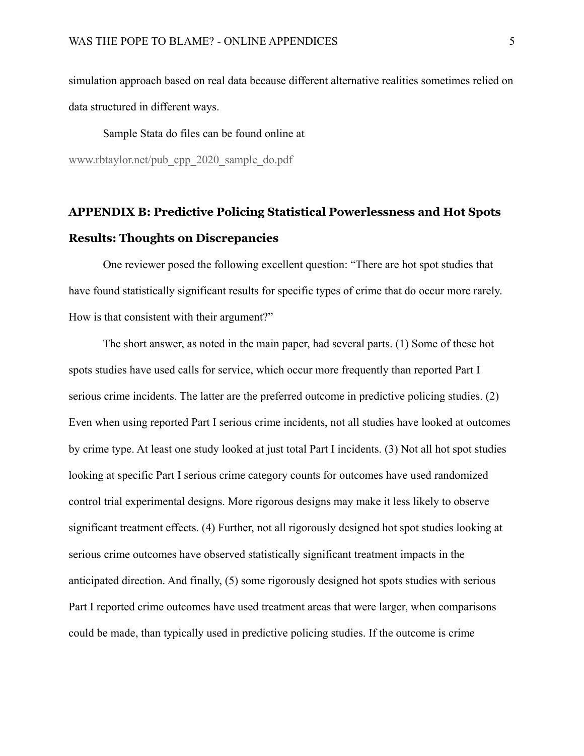simulation approach based on real data because different alternative realities sometimes relied on data structured in different ways.

Sample Stata do files can be found online at www.rbtaylor.net/pub_cpp_2020_sample_do.pdf

## APPENDIX B: Predictive Policing Statistical Powerlessness and Hot Spots Results: Thoughts on Discrepancies

One reviewer posed the following excellent question: "There are hot spot studies that have found statistically significant results for specific types of crime that do occur more rarely. How is that consistent with their argument?"

The short answer, as noted in the main paper, had several parts. (1) Some of these hot spots studies have used calls for service, which occur more frequently than reported Part I serious crime incidents. The latter are the preferred outcome in predictive policing studies. (2) Even when using reported Part I serious crime incidents, not all studies have looked at outcomes by crime type. At least one study looked at just total Part I incidents. (3) Not all hot spot studies looking at specific Part I serious crime category counts for outcomes have used randomized control trial experimental designs. More rigorous designs may make it less likely to observe significant treatment effects. (4) Further, not all rigorously designed hot spot studies looking at serious crime outcomes have observed statistically significant treatment impacts in the anticipated direction. And finally, (5) some rigorously designed hot spots studies with serious Part I reported crime outcomes have used treatment areas that were larger, when comparisons could be made, than typically used in predictive policing studies. If the outcome is crime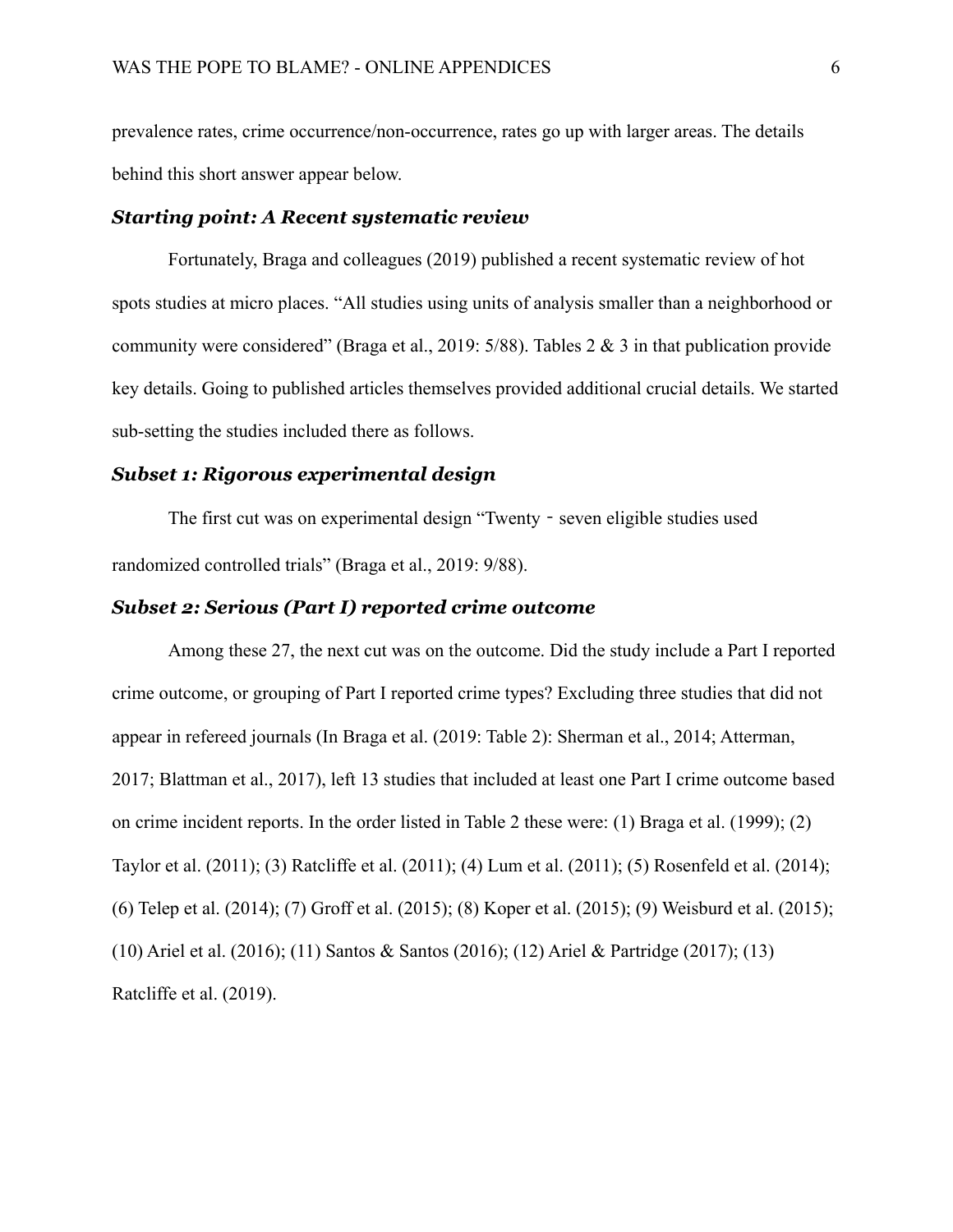prevalence rates, crime occurrence/non-occurrence, rates go up with larger areas. The details behind this short answer appear below.

### *Starting point: A Recent systematic review*

Fortunately, Braga and colleagues (2019) published a recent systematic review of hot spots studies at micro places. "All studies using units of analysis smaller than a neighborhood or community were considered" (Braga et al., 2019: 5/88). Tables 2 & 3 in that publication provide key details. Going to published articles themselves provided additional crucial details. We started sub-setting the studies included there as follows.

### *Subset 1: Rigorous experimental design*

The first cut was on experimental design "Twenty - seven eligible studies used randomized controlled trials" (Braga et al., 2019: 9/88).

### *Subset 2: Serious (Part I) reported crime outcome*

Among these 27, the next cut was on the outcome. Did the study include a Part I reported crime outcome, or grouping of Part I reported crime types? Excluding three studies that did not appear in refereed journals (In Braga et al. (2019: Table 2): Sherman et al., 2014; Atterman, 2017; Blattman et al., 2017), left 13 studies that included at least one Part I crime outcome based on crime incident reports. In the order listed in Table 2 these were: (1) Braga et al. (1999); (2) Taylor et al. (2011); (3) Ratcliffe et al. (2011); (4) Lum et al. (2011); (5) Rosenfeld et al. (2014); (6) Telep et al. (2014); (7) Groff et al. (2015); (8) Koper et al. (2015); (9) Weisburd et al. (2015); (10) Ariel et al. (2016); (11) Santos & Santos (2016); (12) Ariel & Partridge (2017); (13) Ratcliffe et al. (2019).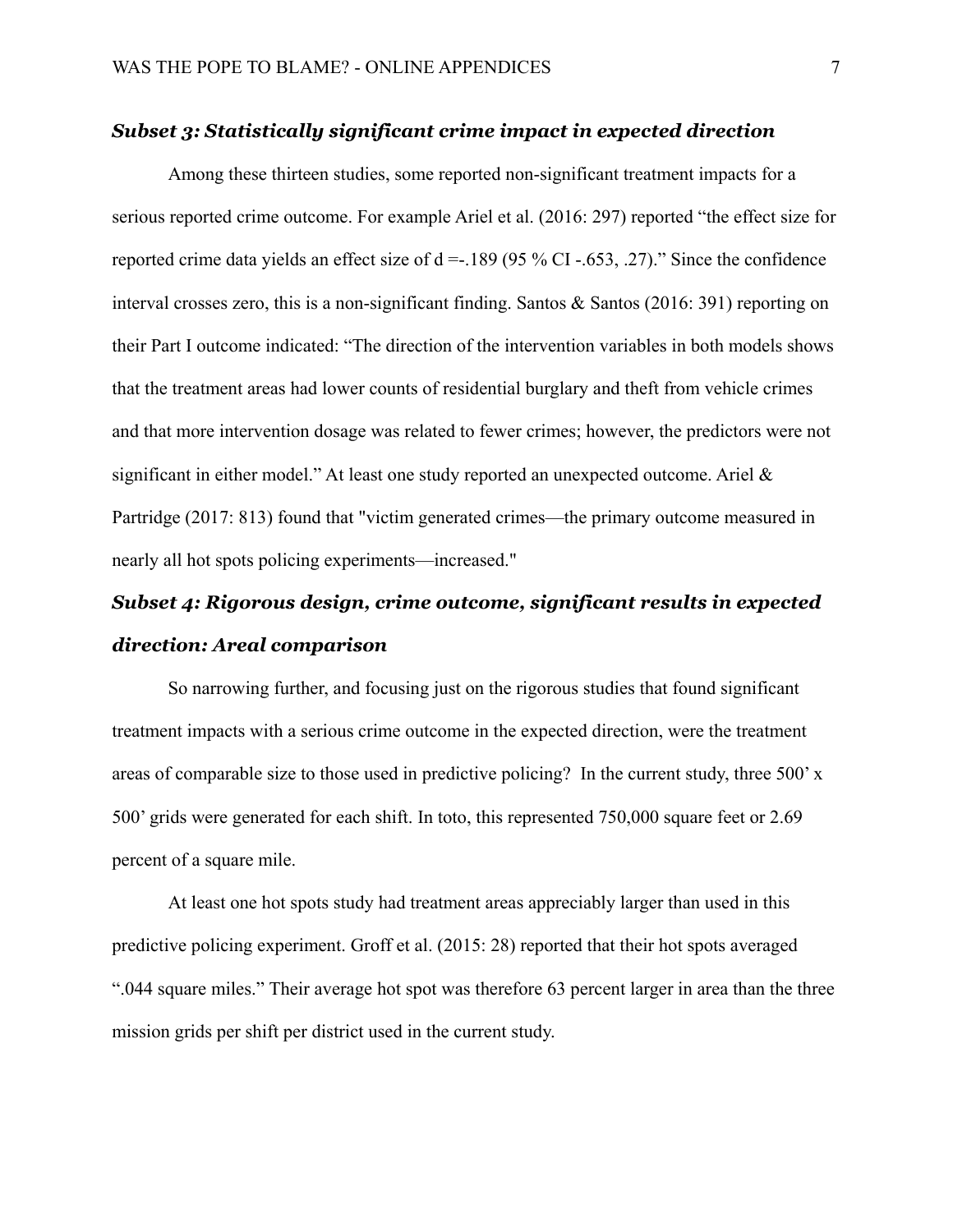### *Subset 3: Statistically significant crime impact in expected direction*

Among these thirteen studies, some reported non-significant treatment impacts for a serious reported crime outcome. For example Ariel et al. (2016: 297) reported "the effect size for reported crime data yields an effect size of d =-.189 (95 % CI -.653, .27)." Since the confidence interval crosses zero, this is a non-significant finding. Santos & Santos (2016: 391) reporting on their Part I outcome indicated: "The direction of the intervention variables in both models shows that the treatment areas had lower counts of residential burglary and theft from vehicle crimes and that more intervention dosage was related to fewer crimes; however, the predictors were not significant in either model." At least one study reported an unexpected outcome. Ariel & Partridge (2017: 813) found that "victim generated crimes—the primary outcome measured in nearly all hot spots policing experiments—increased."

### *Subset 4: Rigorous design, crime outcome, significant results in expected direction: Areal comparison*

So narrowing further, and focusing just on the rigorous studies that found significant treatment impacts with a serious crime outcome in the expected direction, were the treatment areas of comparable size to those used in predictive policing? In the current study, three 500' x 500' grids were generated for each shift. In toto, this represented 750,000 square feet or 2.69 percent of a square mile.

At least one hot spots study had treatment areas appreciably larger than used in this predictive policing experiment. Groff et al. (2015: 28) reported that their hot spots averaged ".044 square miles." Their average hot spot was therefore 63 percent larger in area than the three mission grids per shift per district used in the current study.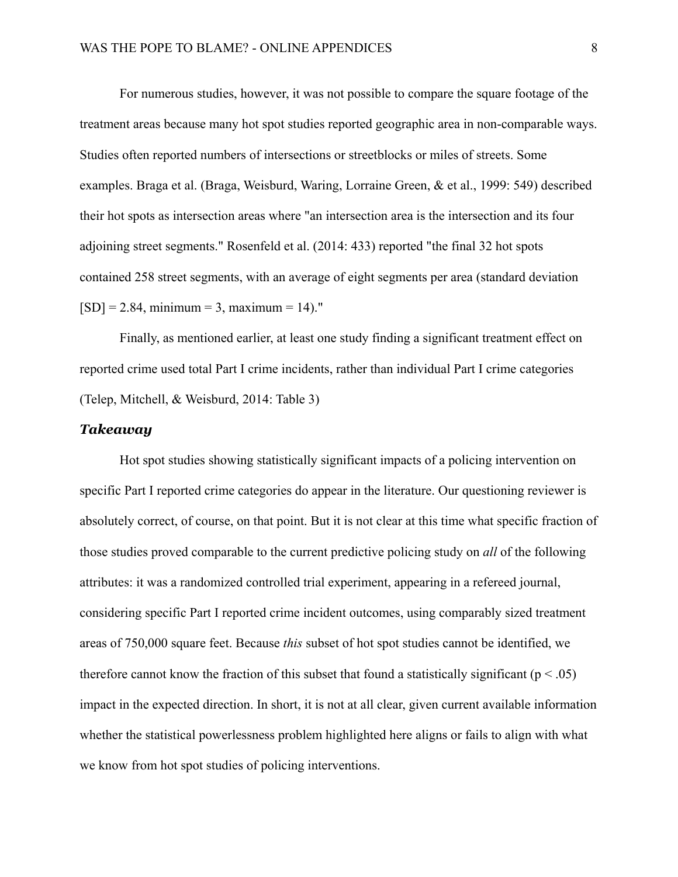For numerous studies, however, it was not possible to compare the square footage of the treatment areas because many hot spot studies reported geographic area in non-comparable ways. Studies often reported numbers of intersections or streetblocks or miles of streets. Some examples. Braga et al. (Braga, Weisburd, Waring, Lorraine Green, & et al., 1999: 549) described their hot spots as intersection areas where "an intersection area is the intersection and its four adjoining street segments." Rosenfeld et al. (2014: 433) reported "the final 32 hot spots contained 258 street segments, with an average of eight segments per area (standard deviation [SD] = 2.84, minimum = 3, maximum = 14)."

Finally, as mentioned earlier, at least one study finding a significant treatment effect on reported crime used total Part I crime incidents, rather than individual Part I crime categories (Telep, Mitchell, & Weisburd, 2014: Table 3)

### *Takeaway*

Hot spot studies showing statistically significant impacts of a policing intervention on specific Part I reported crime categories do appear in the literature. Our questioning reviewer is absolutely correct, of course, on that point. But it is not clear at this time what specific fraction of those studies proved comparable to the current predictive policing study on *all* of the following attributes: it was a randomized controlled trial experiment, appearing in a refereed journal, considering specific Part I reported crime incident outcomes, using comparably sized treatment areas of 750,000 square feet. Because *this* subset of hot spot studies cannot be identified, we therefore cannot know the fraction of this subset that found a statistically significant ($p < .05$) impact in the expected direction. In short, it is not at all clear, given current available information whether the statistical powerlessness problem highlighted here aligns or fails to align with what we know from hot spot studies of policing interventions.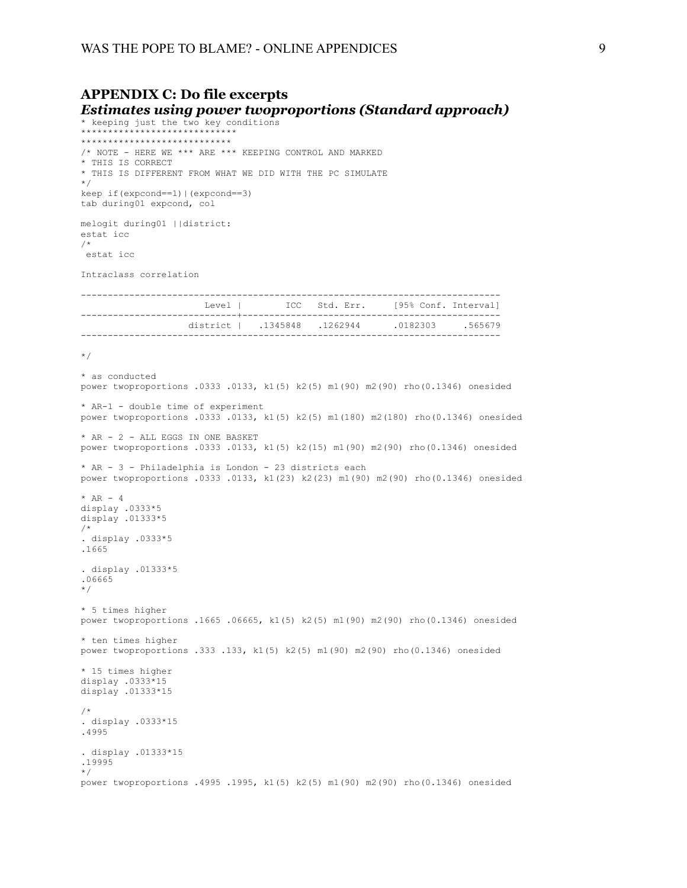## APPENDIX C: Do file excerpts

### *Estimates using power twoproportions (Standard approach)*

```
* keeping just the two key conditions
****************************
****************************
/* NOTE - HERE WE *** ARE *** KEEPING CONTROL AND MARKED
* THIS IS CORRECT
* THIS IS DIFFERENT FROM WHAT WE DID WITH THE PC SIMULATE
*/
keep if(expcond==1)|(expcond==3)
tab during01 expcond, col

melogit during01 ||district:
estat icc
/*
 estat icc

Intraclass correlation

------------------------------------------------------------------------------
                       Level |        ICC   Std. Err.     [95% Conf. Interval]
-----------------------------+------------------------------------------------
                    district |   .1345848   .1262944      .0182303     .565679
------------------------------------------------------------------------------

*/

* as conducted
power twoproportions .0333 .0133, k1(5) k2(5) m1(90) m2(90) rho(0.1346) onesided

* AR-1 - double time of experiment
power twoproportions .0333 .0133, k1(5) k2(5) m1(180) m2(180) rho(0.1346) onesided

* AR - 2 - ALL EGGS IN ONE BASKET
power twoproportions .0333 .0133, k1(5) k2(15) m1(90) m2(90) rho(0.1346) onesided

* AR - 3 - Philadelphia is London - 23 districts each
power twoproportions .0333 .0133, k1(23) k2(23) m1(90) m2(90) rho(0.1346) onesided

* AR - 4
display .0333*5
display .01333*5
/*
. display .0333*5
.1665

. display .01333*5
.06665
*/

* 5 times higher
power twoproportions .1665 .06665, k1(5) k2(5) m1(90) m2(90) rho(0.1346) onesided

* ten times higher
power twoproportions .333 .133, k1(5) k2(5) m1(90) m2(90) rho(0.1346) onesided

* 15 times higher
display .0333*15
display .01333*15

/*
. display .0333*15
.4995

. display .01333*15
.19995
*/
power twoproportions .4995 .1995, k1(5) k2(5) m1(90) m2(90) rho(0.1346) onesided
```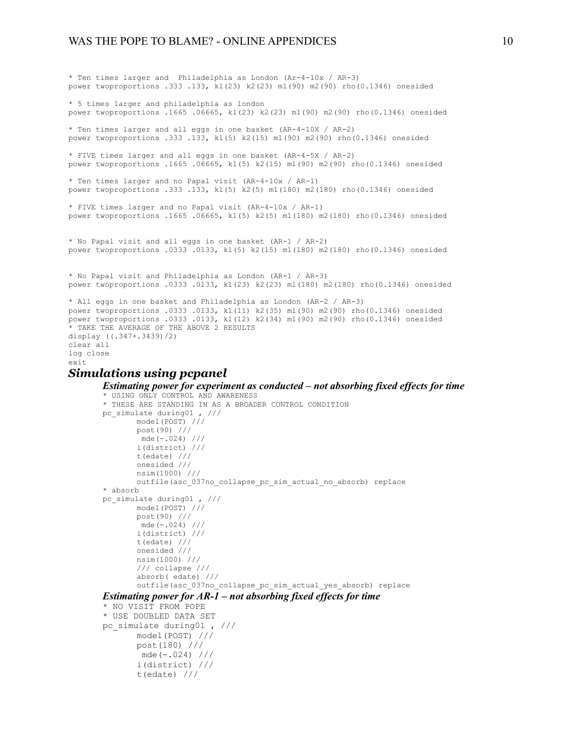```
* Ten times larger and  Philadelphia as London (Ar-4-10x / AR-3)
power twoproportions .333 .133, k1(23) k2(23) m1(90) m2(90) rho(0.1346) onesided

* 5 times larger and philadelphia as london
power twoproportions .1665 .06665, k1(23) k2(23) m1(90) m2(90) rho(0.1346) onesided

* Ten times larger and all eggs in one basket (AR-4-10X / AR-2)
power twoproportions .333 .133, k1(5) k2(15) m1(90) m2(90) rho(0.1346) onesided

* FIVE times larger and all eggs in one basket (AR-4-5X / AR-2)
power twoproportions .1665 .06665, k1(5) k2(15) m1(90) m2(90) rho(0.1346) onesided

* Ten times larger and no Papal visit (AR-4-10x / AR-1)
power twoproportions .333 .133, k1(5) k2(5) m1(180) m2(180) rho(0.1346) onesided

* FIVE times larger and no Papal visit (AR-4-10x / AR-1)
power twoproportions .1665 .06665, k1(5) k2(5) m1(180) m2(180) rho(0.1346) onesided


* No Papal visit and all eggs in one basket (AR-1 / AR-2)
power twoproportions .0333 .0133, k1(5) k2(15) m1(180) m2(180) rho(0.1346) onesided


* No Papal visit and Philadelphia as London (AR-1 / AR-3)
power twoproportions .0333 .0133, k1(23) k2(23) m1(180) m2(180) rho(0.1346) onesided

* All eggs in one basket and Philadelphia as London (AR-2 / AR-3)
power twoproportions .0333 .0133, k1(35) k2(35) m1(90) m2(90) rho(0.1346) onesided
power twoproportions .0333 .0133, k1(12) k2(34) m1(90) m2(90) rho(0.1346) onesided
* TAKE THE AVERAGE OF THE ABOVE 2 RESULTS
display ((.347+.3439)/2)
clear all
log close
exit
```

## *Simulations using pcpanel*

### *Estimating power for experiment as conducted – not absorbing fixed effects for time*

```
* USING ONLY CONTROL AND AWARENESS
* THESE ARE STANDING IN AS A BROADER CONTROL CONDITION
pc_simulate during01 , ///
       model(POST) ///
       post(90) ///
        mde(-.024) ///
       i(district) ///
       t(edate) ///
       onesided ///
       nsim(1000) ///
       outfile(asc_037no_collapse_pc_sim_actual_no_absorb) replace
* absorb
pc_simulate during01 , ///
       model(POST) ///
       post(90) ///
        mde(-.024) ///
       i(district) ///
       t(edate) ///
       onesided ///
       nsim(1000) ///
       /// collapse ///
       absorb( edate) ///
       outfile(asc_037no_collapse_pc_sim_actual_yes_absorb) replace
```

### *Estimating power for AR-1 – not absorbing fixed effects for time*

```
* NO VISIT FROM POPE
* USE DOUBLED DATA SET
pc_simulate during01 , ///
       model(POST) ///
       post(180) ///
        mde(-.024) ///
       i(district) ///
       t(edate) ///
```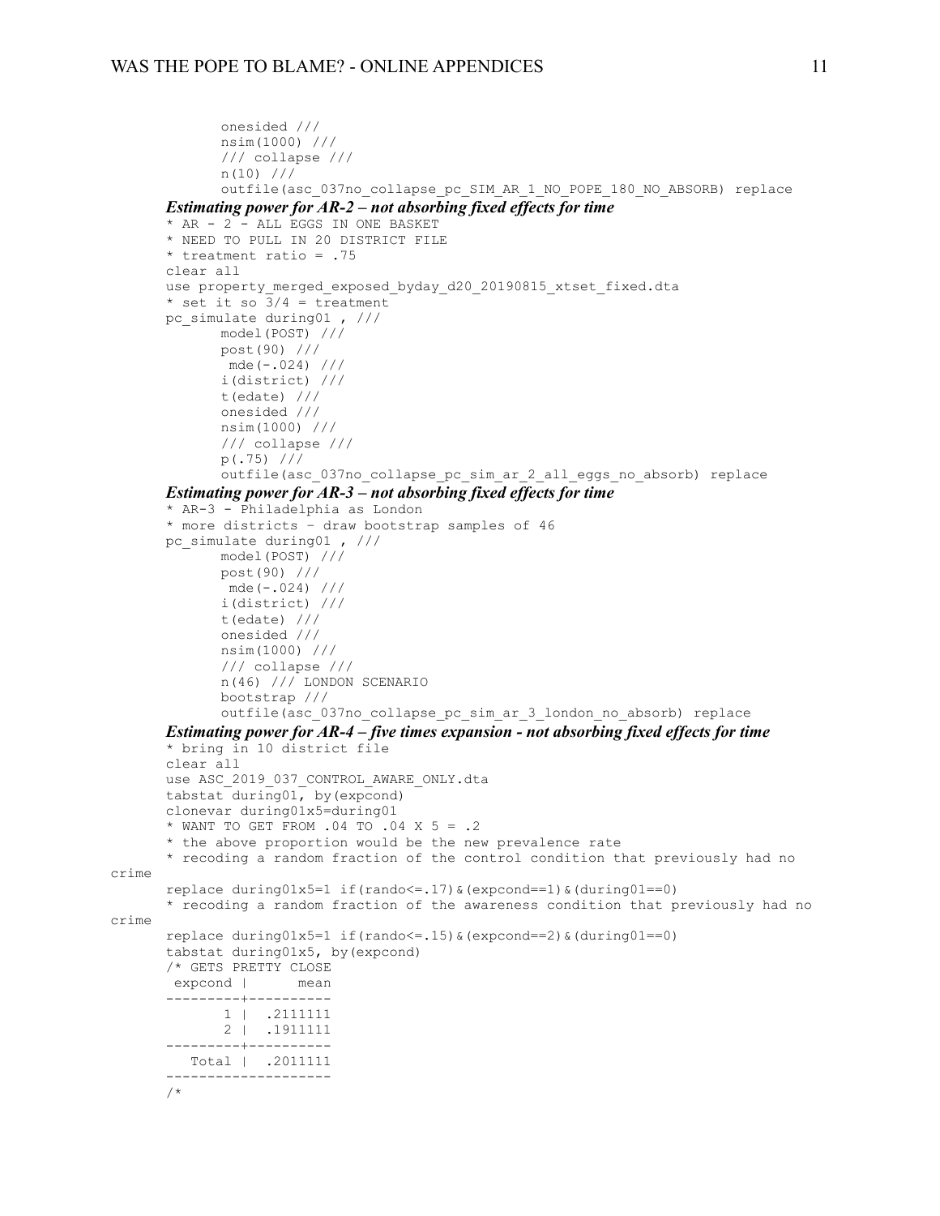```
        onesided ///
        nsim(1000) ///
        /// collapse ///
        n(10) ///
        outfile(asc_037no_collapse_pc_SIM_AR_1_NO_POPE_180_NO_ABSORB) replace
```

***Estimating power for AR-2 – not absorbing fixed effects for time***

```
* AR - 2 - ALL EGGS IN ONE BASKET
* NEED TO PULL IN 20 DISTRICT FILE
* treatment ratio = .75
clear all
use property_merged_exposed_byday_d20_20190815_xtset_fixed.dta
* set it so 3/4 = treatment
pc_simulate during01 , ///
        model(POST) ///
        post(90) ///
         mde(-.024) ///
        i(district) ///
        t(edate) ///
        onesided ///
        nsim(1000) ///
        /// collapse ///
        p(.75) ///
        outfile(asc_037no_collapse_pc_sim_ar_2_all_eggs_no_absorb) replace
```

***Estimating power for AR-3 – not absorbing fixed effects for time***

```
* AR-3 - Philadelphia as London
* more districts - draw bootstrap samples of 46
pc_simulate during01 , ///
        model(POST) ///
        post(90) ///
         mde(-.024) ///
        i(district) ///
        t(edate) ///
        onesided ///
        nsim(1000) ///
        /// collapse ///
        n(46) /// LONDON SCENARIO
        bootstrap ///
        outfile(asc_037no_collapse_pc_sim_ar_3_london_no_absorb) replace
```

***Estimating power for AR-4 – five times expansion - not absorbing fixed effects for time***

```
* bring in 10 district file
clear all
use ASC_2019_037_CONTROL_AWARE_ONLY.dta
tabstat during01, by(expcond)
clonevar during01x5=during01
* WANT TO GET FROM .04 TO .04 X 5 = .2
* the above proportion would be the new prevalence rate
* recoding a random fraction of the control condition that previously had no
crime
replace during01x5=1 if(rando<=.17)&(expcond==1)&(during01==0)
* recoding a random fraction of the awareness condition that previously had no
crime
replace during01x5=1 if(rando<=.15)&(expcond==2)&(during01==0)
tabstat during01x5, by(expcond)
/* GETS PRETTY CLOSE
 expcond |      mean
---------+----------
       1 |  .2111111
       2 |  .1911111
---------+----------
   Total |  .2011111
--------------------
/*
```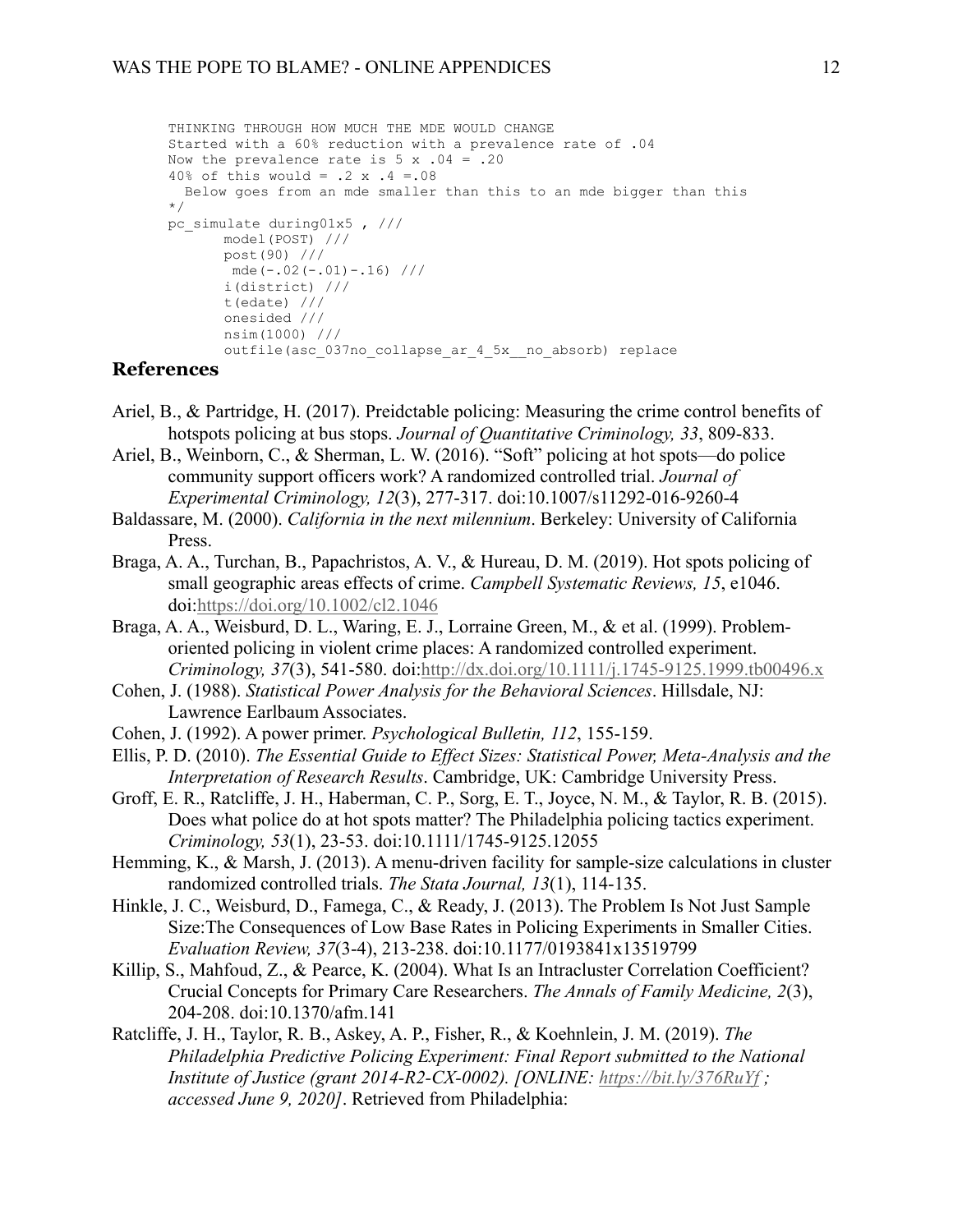```
THINKING THROUGH HOW MUCH THE MDE WOULD CHANGE
Started with a 60% reduction with a prevalence rate of .04
Now the prevalence rate is 5 x .04 = .20
40% of this would = .2 x .4 =.08
  Below goes from an mde smaller than this to an mde bigger than this
*/
pc_simulate during01x5 , ///
       model(POST) ///
       post(90) ///
        mde(-.02(-.01)-.16) ///
       i(district) ///
       t(edate) ///
       onesided ///
       nsim(1000) ///
       outfile(asc_037no_collapse_ar_4_5x__no_absorb) replace
```

## References

Ariel, B., & Partridge, H. (2017). Preidctable policing: Measuring the crime control benefits of hotspots policing at bus stops. *Journal of Quantitative Criminology, 33*, 809-833.

Ariel, B., Weinborn, C., & Sherman, L. W. (2016). "Soft" policing at hot spots—do police community support officers work? A randomized controlled trial. *Journal of Experimental Criminology, 12*(3), 277-317. doi:10.1007/s11292-016-9260-4

Baldassare, M. (2000). *California in the next milennium*. Berkeley: University of California Press.

Braga, A. A., Turchan, B., Papachristos, A. V., & Hureau, D. M. (2019). Hot spots policing of small geographic areas effects of crime. *Campbell Systematic Reviews, 15*, e1046. doi:https://doi.org/10.1002/cl2.1046

Braga, A. A., Weisburd, D. L., Waring, E. J., Lorraine Green, M., & et al. (1999). Problem-oriented policing in violent crime places: A randomized controlled experiment. *Criminology, 37*(3), 541-580. doi:http://dx.doi.org/10.1111/j.1745-9125.1999.tb00496.x

Cohen, J. (1988). *Statistical Power Analysis for the Behavioral Sciences*. Hillsdale, NJ: Lawrence Earlbaum Associates.

Cohen, J. (1992). A power primer. *Psychological Bulletin, 112*, 155-159.

Ellis, P. D. (2010). *The Essential Guide to Effect Sizes: Statistical Power, Meta-Analysis and the Interpretation of Research Results*. Cambridge, UK: Cambridge University Press.

Groff, E. R., Ratcliffe, J. H., Haberman, C. P., Sorg, E. T., Joyce, N. M., & Taylor, R. B. (2015). Does what police do at hot spots matter? The Philadelphia policing tactics experiment. *Criminology, 53*(1), 23-53. doi:10.1111/1745-9125.12055

Hemming, K., & Marsh, J. (2013). A menu-driven facility for sample-size calculations in cluster randomized controlled trials. *The Stata Journal, 13*(1), 114-135.

Hinkle, J. C., Weisburd, D., Famega, C., & Ready, J. (2013). The Problem Is Not Just Sample Size:The Consequences of Low Base Rates in Policing Experiments in Smaller Cities. *Evaluation Review, 37*(3-4), 213-238. doi:10.1177/0193841x13519799

Killip, S., Mahfoud, Z., & Pearce, K. (2004). What Is an Intracluster Correlation Coefficient? Crucial Concepts for Primary Care Researchers. *The Annals of Family Medicine, 2*(3), 204-208. doi:10.1370/afm.141

Ratcliffe, J. H., Taylor, R. B., Askey, A. P., Fisher, R., & Koehnlein, J. M. (2019). *The Philadelphia Predictive Policing Experiment: Final Report submitted to the National Institute of Justice (grant 2014-R2-CX-0002). [ONLINE: https://bit.ly/376RuYf ; accessed June 9, 2020]*. Retrieved from Philadelphia: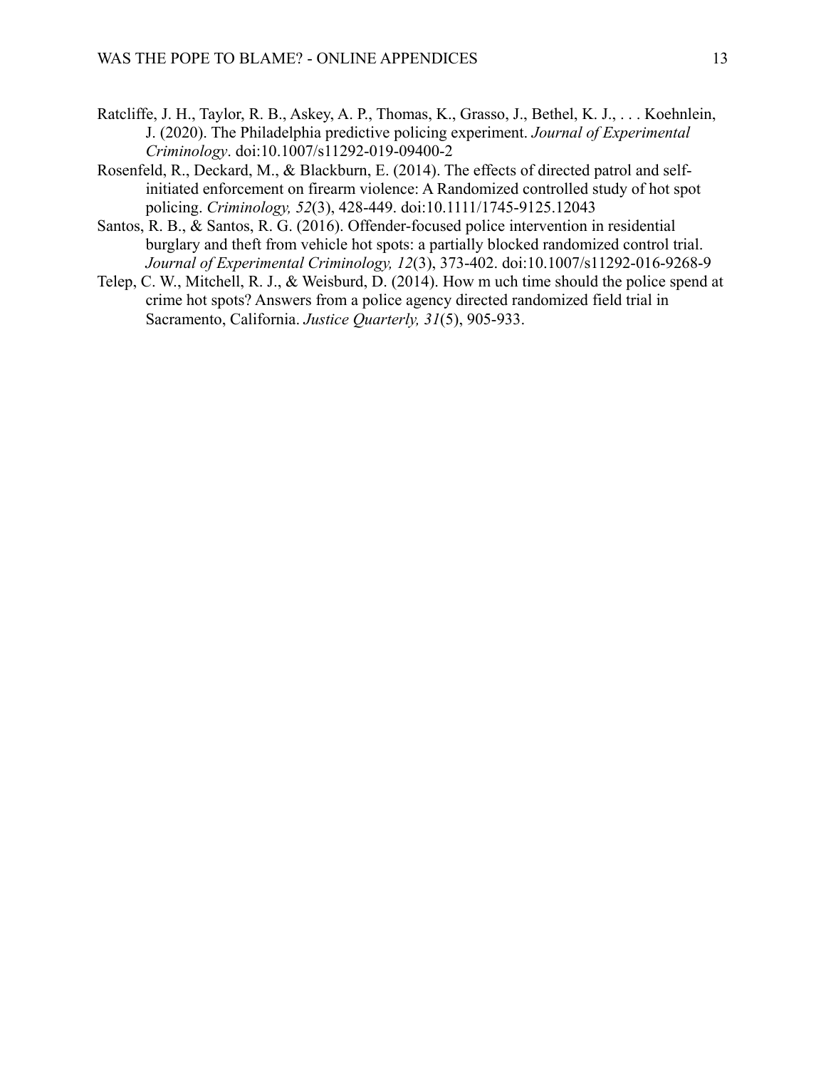Ratcliffe, J. H., Taylor, R. B., Askey, A. P., Thomas, K., Grasso, J., Bethel, K. J., . . . Koehnlein, J. (2020). The Philadelphia predictive policing experiment. *Journal of Experimental Criminology*. doi:10.1007/s11292-019-09400-2

Rosenfeld, R., Deckard, M., & Blackburn, E. (2014). The effects of directed patrol and self-initiated enforcement on firearm violence: A Randomized controlled study of hot spot policing. *Criminology, 52*(3), 428-449. doi:10.1111/1745-9125.12043

Santos, R. B., & Santos, R. G. (2016). Offender-focused police intervention in residential burglary and theft from vehicle hot spots: a partially blocked randomized control trial. *Journal of Experimental Criminology, 12*(3), 373-402. doi:10.1007/s11292-016-9268-9

Telep, C. W., Mitchell, R. J., & Weisburd, D. (2014). How m uch time should the police spend at crime hot spots? Answers from a police agency directed randomized field trial in Sacramento, California. *Justice Quarterly, 31*(5), 905-933.